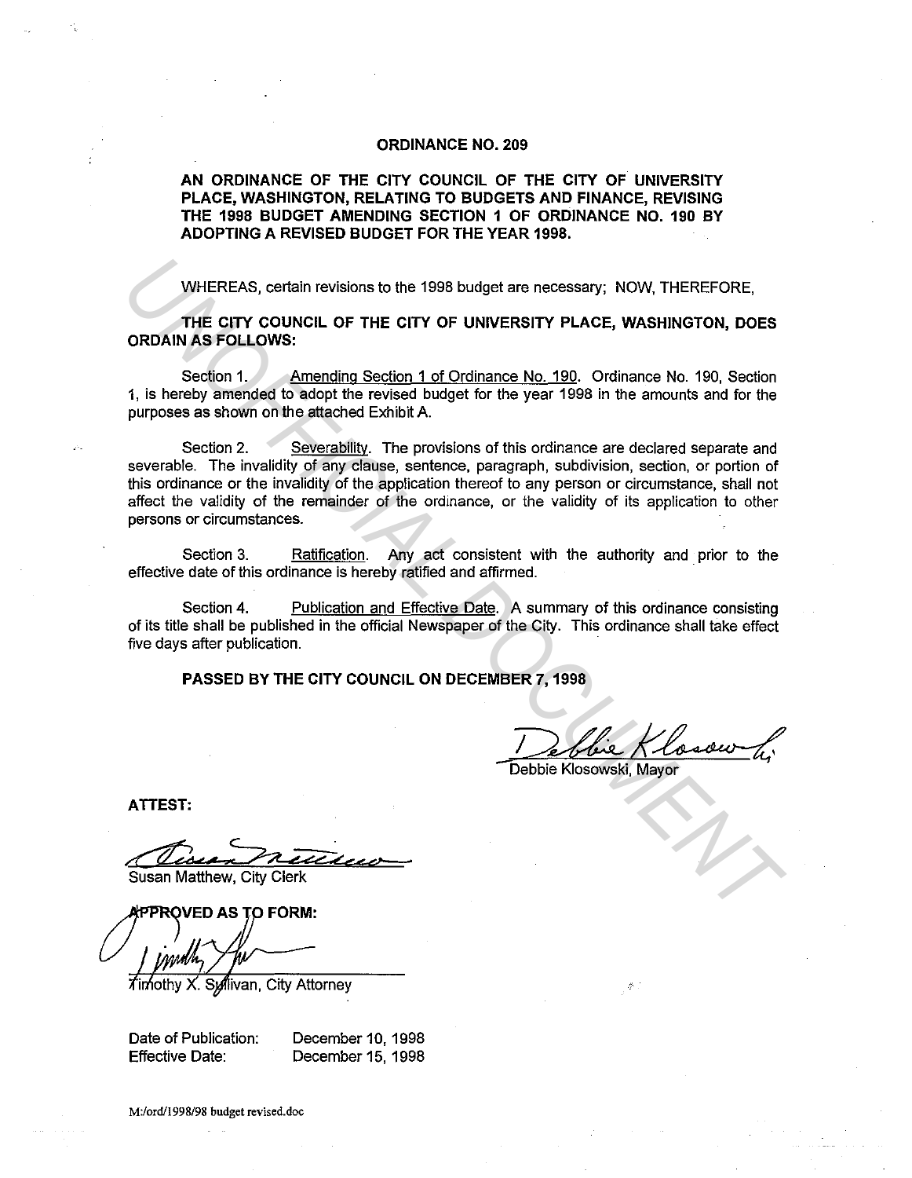# ORDINANCE NO. 209

**AN ORDINANCE OF THE CITY COUNCIL OF THE CITY OF UNIVERSITY PLACE, WASHINGTON, RELATING TO BUDGETS AND FINANCE, REVISING THE 1998 BUDGET AMENDING SECTION 1 OF ORDINANCE NO. 190 BY ADOPTING A REVISED BUDGET FOR THE YEAR 1998.**

WHEREAS, certain revisions to the 1998 budget are necessary; NOW, THEREFORE,

**THE CITY COUNCIL OF THE CITY OF UNIVERSITY PLACE, WASHINGTON, DOES ORDAIN AS FOLLOWS:**

Section 1. Amending Section 1 of Ordinance No. 190. Ordinance No. 190, Section 1, is hereby amended to adopt the revised budget for the year 1998 in the amounts and for the purposes as shown on the attached Exhibit A.

Section 2. Severability. The provisions of this ordinance are declared separate and severable. The invalidity of any clause, sentence, paragraph, subdivision, section, or portion of this ordinance or the invalidity of the application thereof to any person or circumstance, shall not affect the validity of the remainder of the ordinance, or the validity of its application to other persons or circumstances.

Section 3. Ratification. Any act consistent with the authority and prior to the effective date of this ordinance is hereby ratified and affirmed.

Section 4. Publication and Effective Date. A summary of this ordinance consisting of its title shall be published in the official Newspaper of the City. This ordinance shall take effect five days after publication.

**PASSED BY THE CITY COUNCIL ON DECEMBER 7, 1998**

Debbie Klosowski, Mayor

**ATTEST:**

Susan Matthew, City Clerk

**APPROVED AS TO FORM:**

Timothy X. Sullivan, City Attorney

Date of Publication: December 10, 1998
Effective Date: December 15, 1998

M:/ord/1998/98 budget revised.doc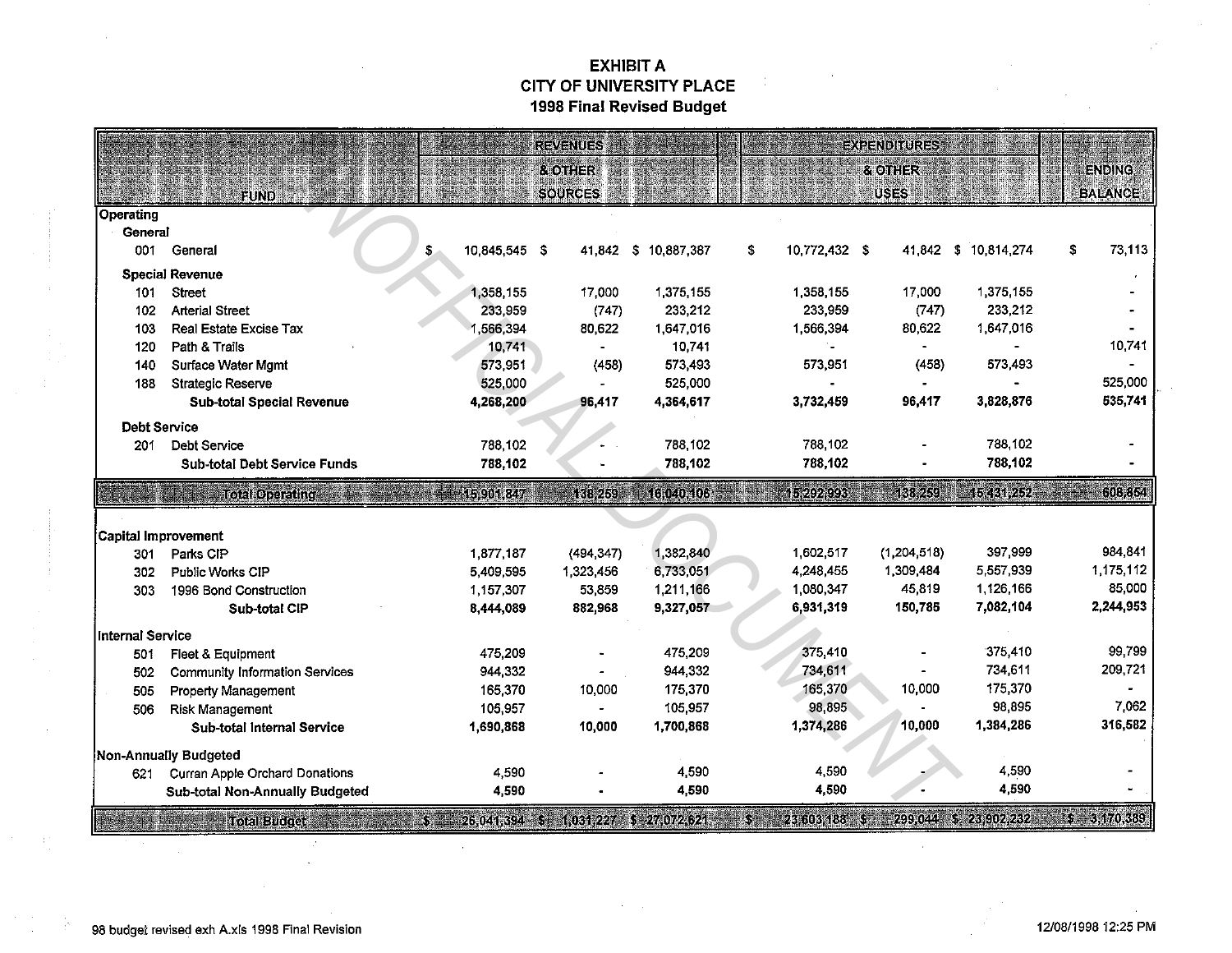**EXHIBIT A**
**CITY OF UNIVERSITY PLACE**
**1998 Final Revised Budget**

| | FUND | REVENUES & OTHER SOURCES | | | EXPENDITURES & OTHER USES | | | ENDING BALANCE |
|---|---|---|---|---|---|---|---|---|
| **Operating** | | | | | | | | |
| **General** | | | | | | | | |
| 001 | General | $ 10,845,545 | $ 41,842 | $ 10,887,387 | $ 10,772,432 | $ 41,842 | $ 10,814,274 | $ 73,113 |
| **Special Revenue** | | | | | | | | |
| 101 | Street | 1,358,155 | 17,000 | 1,375,155 | 1,358,155 | 17,000 | 1,375,155 | - |
| 102 | Arterial Street | 233,959 | (747) | 233,212 | 233,959 | (747) | 233,212 | - |
| 103 | Real Estate Excise Tax | 1,566,394 | 80,622 | 1,647,016 | 1,566,394 | 80,622 | 1,647,016 | - |
| 120 | Path & Trails | 10,741 | - | 10,741 | - | - | - | 10,741 |
| 140 | Surface Water Mgmt | 573,951 | (458) | 573,493 | 573,951 | (458) | 573,493 | - |
| 188 | Strategic Reserve | 525,000 | - | 525,000 | - | - | - | 525,000 |
| | **Sub-total Special Revenue** | **4,268,200** | **96,417** | **4,364,617** | **3,732,459** | **96,417** | **3,828,876** | **535,741** |
| **Debt Service** | | | | | | | | |
| 201 | Debt Service | 788,102 | - | 788,102 | 788,102 | - | 788,102 | - |
| | **Sub-total Debt Service Funds** | **788,102** | **-** | **788,102** | **788,102** | **-** | **788,102** | **-** |
| | **Total Operating** | **15,901,847** | **138,259** | **16,040,106** | **15,292,993** | **138,259** | **15,431,252** | **608,854** |
| **Capital Improvement** | | | | | | | | |
| 301 | Parks CIP | 1,877,187 | (494,347) | 1,382,840 | 1,602,517 | (1,204,518) | 397,999 | 984,841 |
| 302 | Public Works CIP | 5,409,595 | 1,323,456 | 6,733,051 | 4,248,455 | 1,309,484 | 5,557,939 | 1,175,112 |
| 303 | 1996 Bond Construction | 1,157,307 | 53,859 | 1,211,166 | 1,080,347 | 45,819 | 1,126,166 | 85,000 |
| | **Sub-total CIP** | **8,444,089** | **882,968** | **9,327,057** | **6,931,319** | **150,785** | **7,082,104** | **2,244,953** |
| **Internal Service** | | | | | | | | |
| 501 | Fleet & Equipment | 475,209 | - | 475,209 | 375,410 | - | 375,410 | 99,799 |
| 502 | Community Information Services | 944,332 | - | 944,332 | 734,611 | - | 734,611 | 209,721 |
| 505 | Property Management | 165,370 | 10,000 | 175,370 | 165,370 | 10,000 | 175,370 | - |
| 506 | Risk Management | 105,957 | - | 105,957 | 98,895 | - | 98,895 | 7,062 |
| | **Sub-total Internal Service** | **1,690,868** | **10,000** | **1,700,868** | **1,374,286** | **10,000** | **1,384,286** | **316,582** |
| **Non-Annually Budgeted** | | | | | | | | |
| 621 | Curran Apple Orchard Donations | 4,590 | - | 4,590 | 4,590 | - | 4,590 | - |
| | **Sub-total Non-Annually Budgeted** | **4,590** | **-** | **4,590** | **4,590** | **-** | **4,590** | **-** |
| | **Total Budget** | **$ 26,041,394** | **$ 1,031,227** | **$ 27,072,621** | **$ 23,603,188** | **$ 299,044** | **$ 23,902,232** | **$ 3,170,389** |

98 budget revised exh A.xls 1998 Final Revision

12/08/1998 12:25 PM